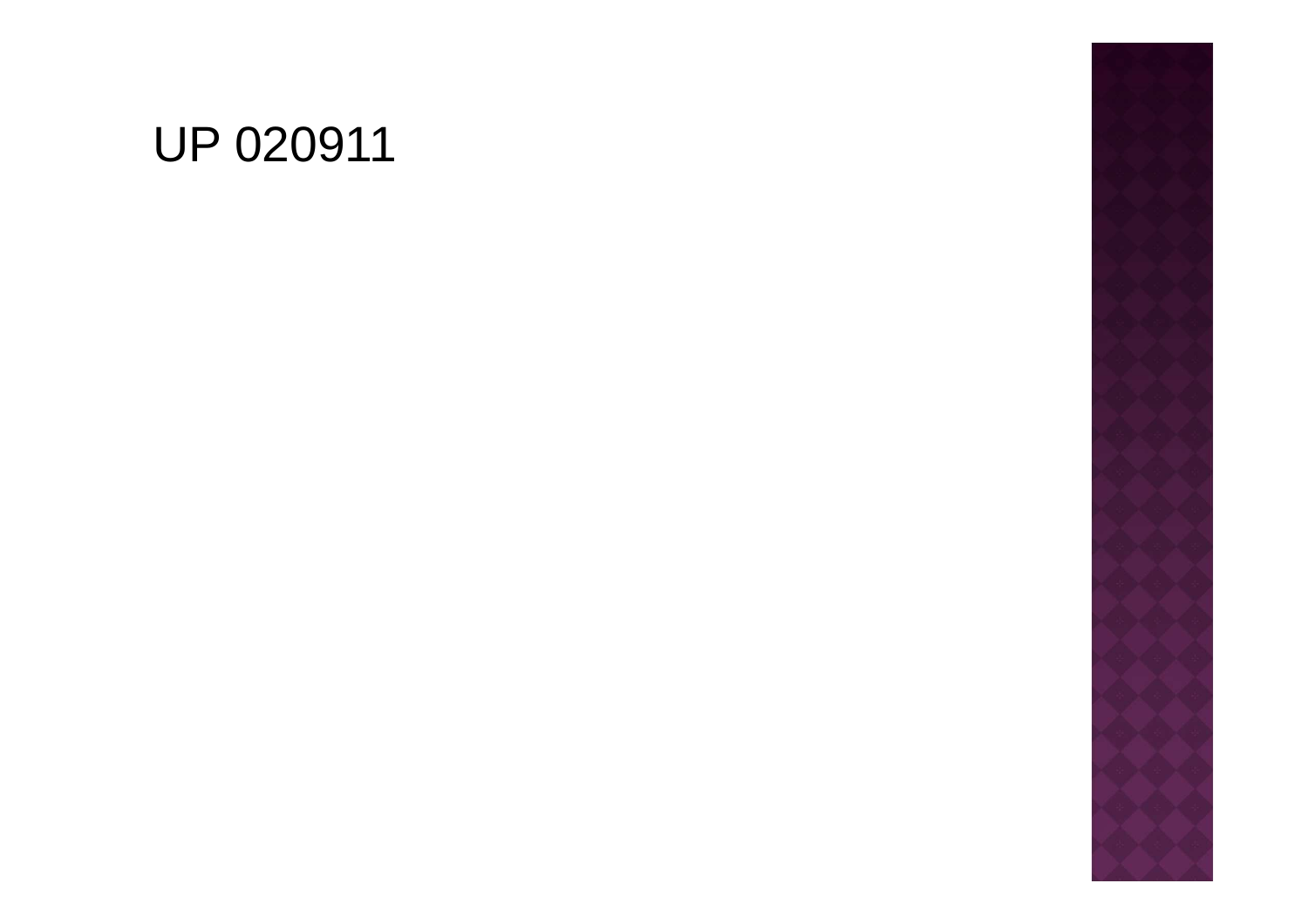UP 020911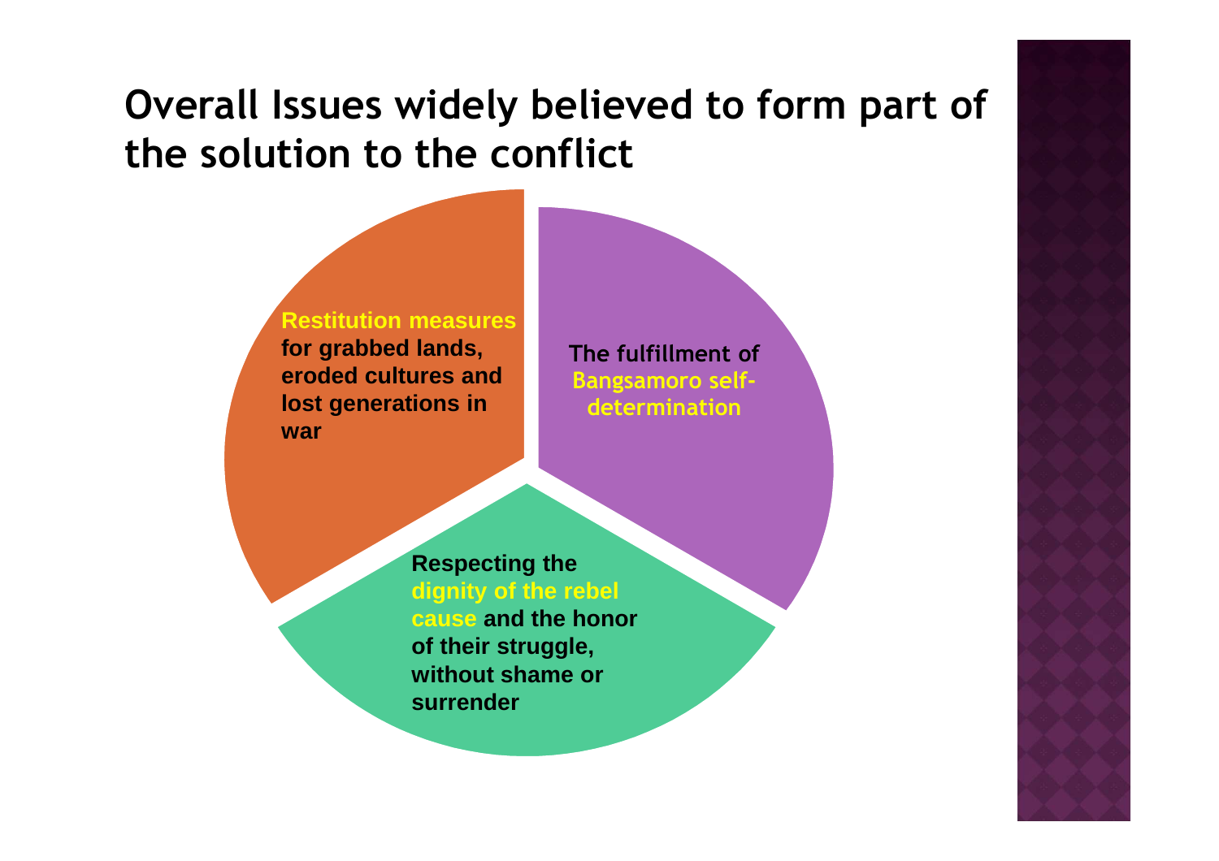# Overall Issues widely believed to form part of the solution to the conflict

- **Restitution measures for grabbed lands, eroded cultures and lost generations in war**
- **The fulfillment of Bangsamoro self-determination**
- **Respecting the dignity of the rebel cause and the honor of their struggle, without shame or surrender**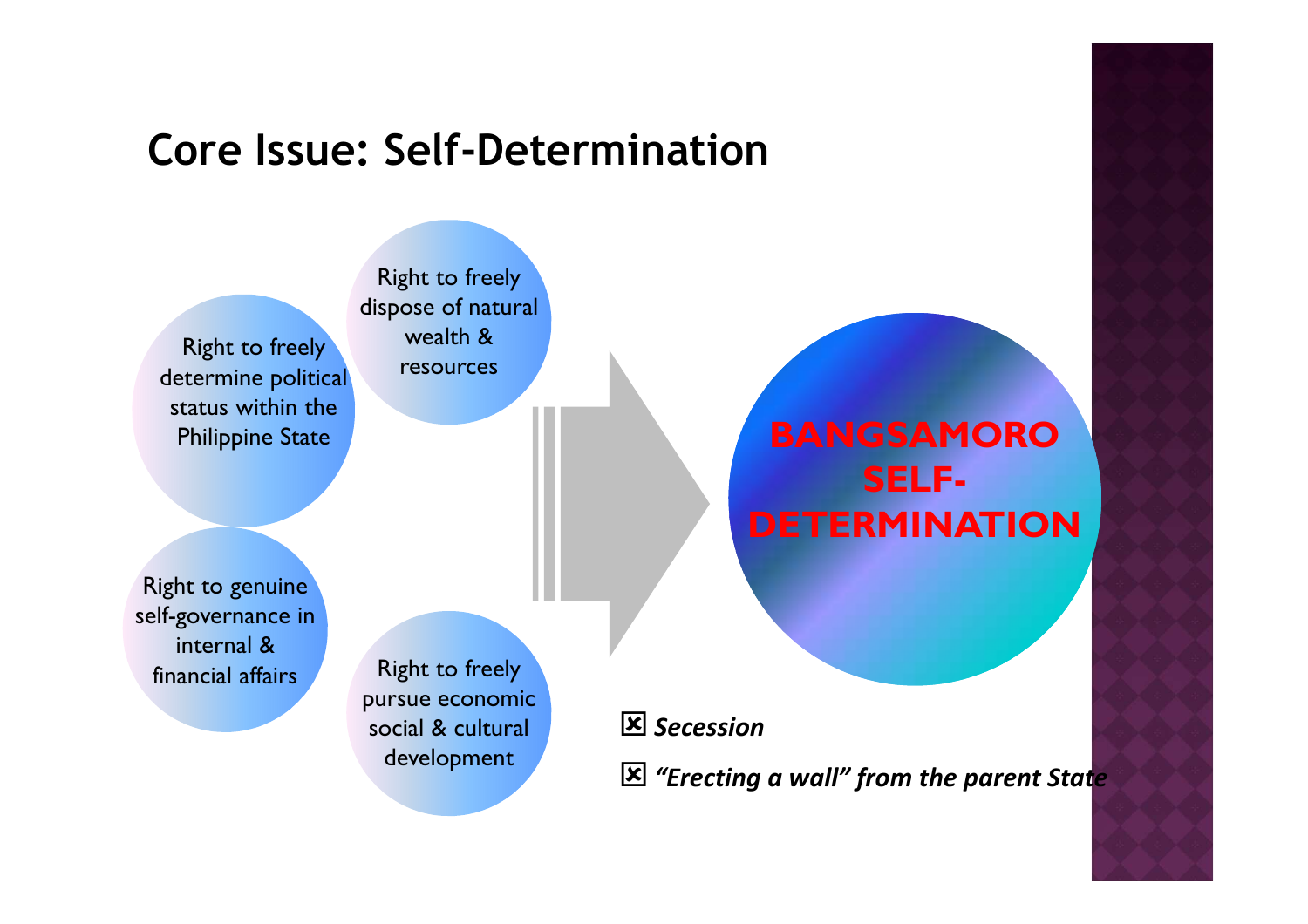# Core Issue: Self-Determination

- Right to freely determine political status within the Philippine State
- Right to freely dispose of natural wealth & resources
- Right to genuine self-governance in internal & financial affairs
- Right to freely pursue economic social & cultural development

**BANGSAMORO SELF-DETERMINATION**

☒ ***Secession***

☒ ***"Erecting a wall" from the parent State***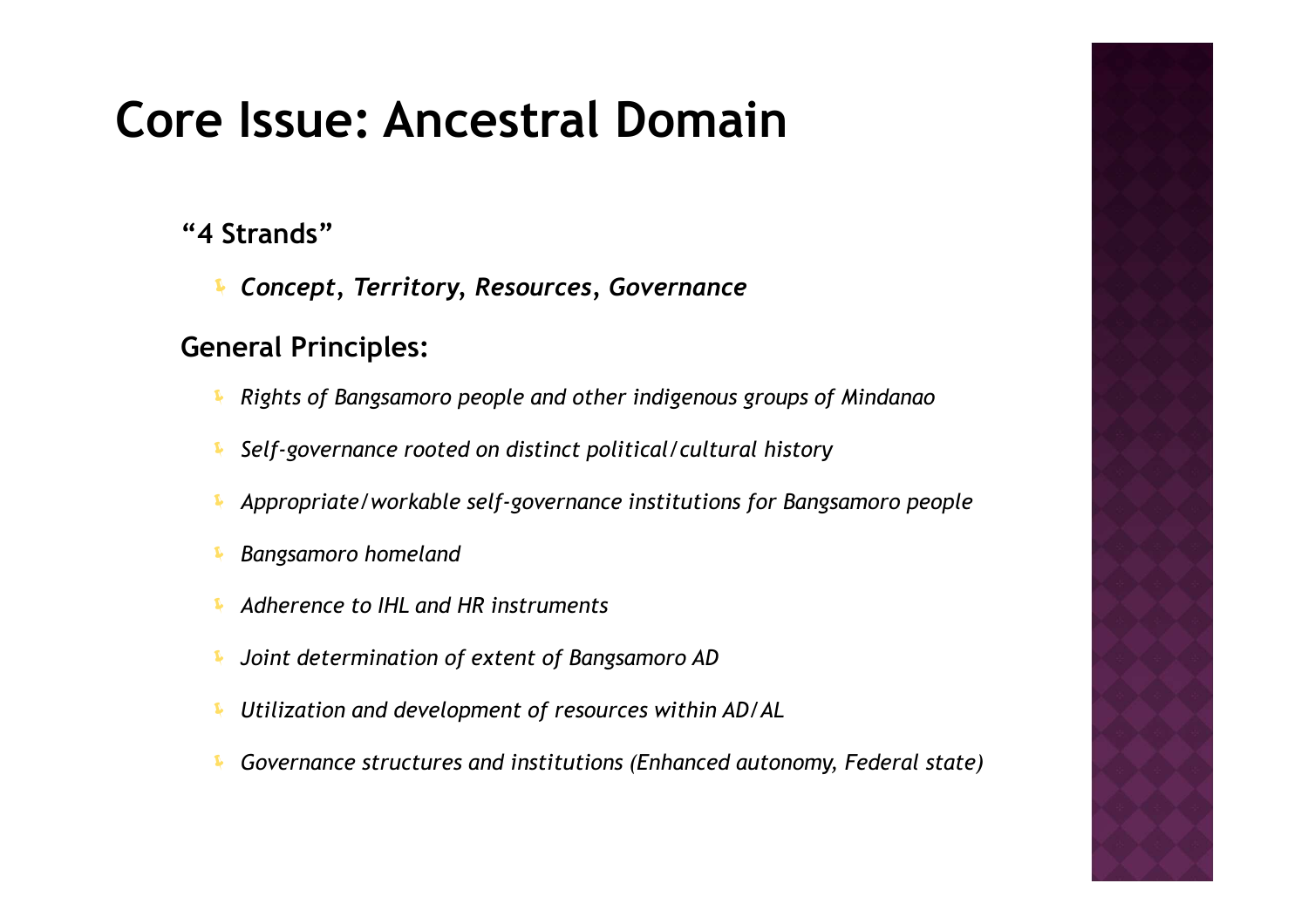# Core Issue: Ancestral Domain

**"4 Strands"**

- ***Concept, Territory, Resources, Governance***

**General Principles:**

- *Rights of Bangsamoro people and other indigenous groups of Mindanao*
- *Self-governance rooted on distinct political/cultural history*
- *Appropriate/workable self-governance institutions for Bangsamoro people*
- *Bangsamoro homeland*
- *Adherence to IHL and HR instruments*
- *Joint determination of extent of Bangsamoro AD*
- *Utilization and development of resources within AD/AL*
- *Governance structures and institutions (Enhanced autonomy, Federal state)*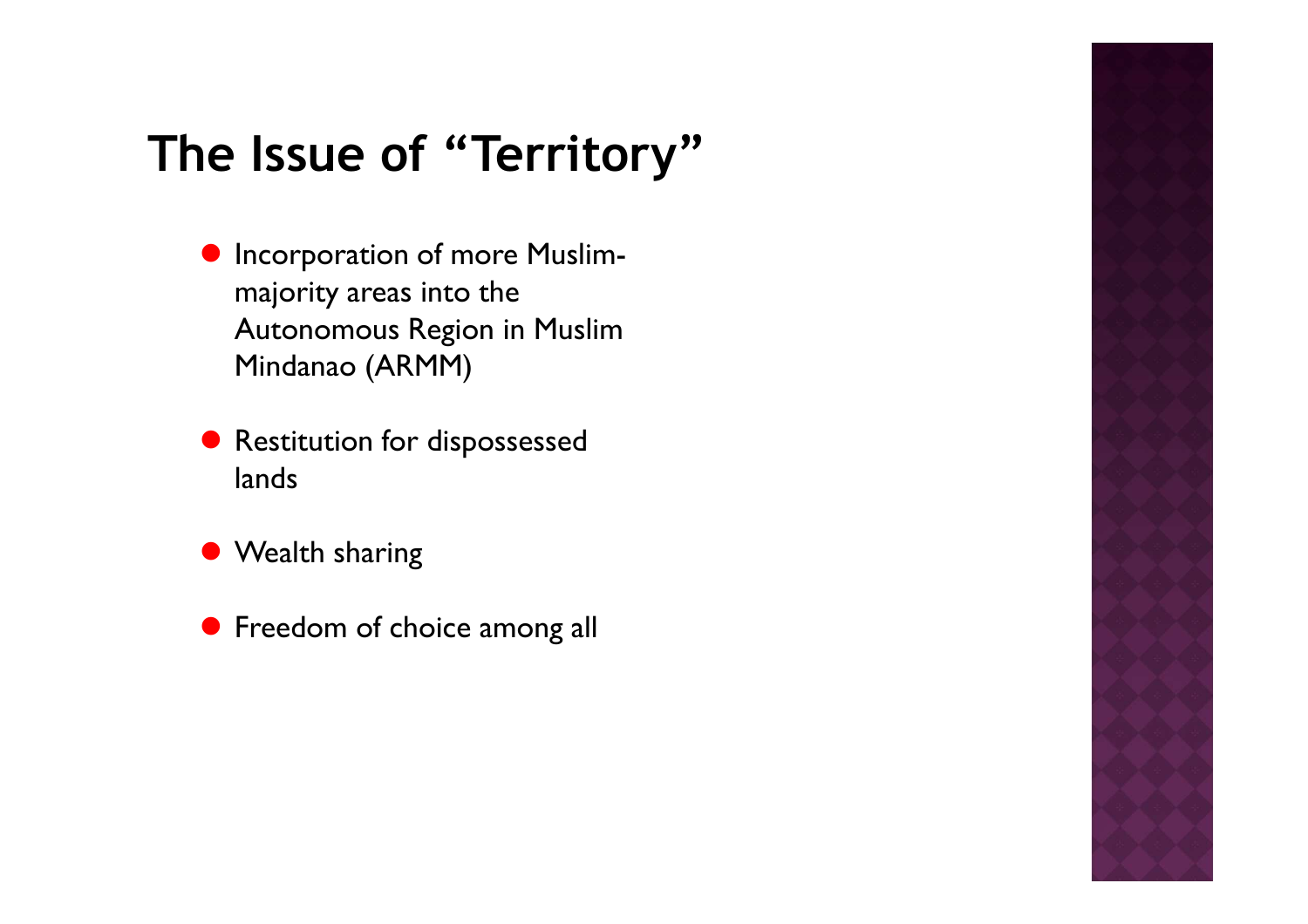# The Issue of "Territory"

- Incorporation of more Muslim-majority areas into the Autonomous Region in Muslim Mindanao (ARMM)
- Restitution for dispossessed lands
- Wealth sharing
- Freedom of choice among all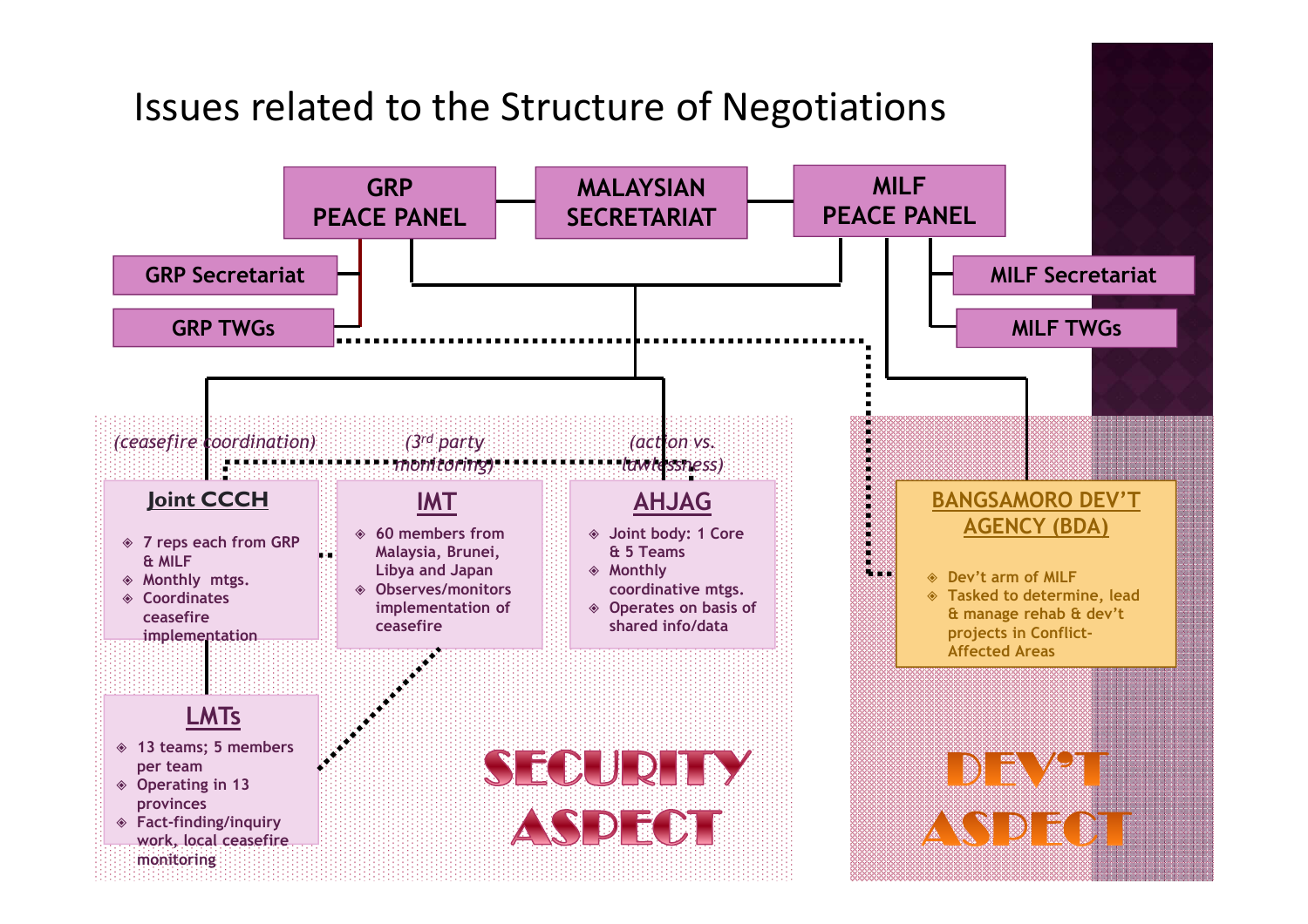# Issues related to the Structure of Negotiations

**GRP PEACE PANEL** — **MALAYSIAN SECRETARIAT** — **MILF PEACE PANEL**

- GRP Secretariat
- GRP TWGs
- MILF Secretariat
- MILF TWGs

## SECURITY ASPECT

*(ceasefire coordination)*

### Joint CCCH

- 7 reps each from GRP & MILF
- Monthly mtgs.
- Coordinates ceasefire implementation

*(3rd party monitoring)*

### IMT

- 60 members from Malaysia, Brunei, Libya and Japan
- Observes/monitors implementation of ceasefire

*(action vs. lawlessness)*

### AHJAG

- Joint body: 1 Core & 5 Teams
- Monthly coordinative mtgs.
- Operates on basis of shared info/data

### LMTs

- 13 teams; 5 members per team
- Operating in 13 provinces
- Fact-finding/inquiry work, local ceasefire monitoring

## DEV'T ASPECT

### BANGSAMORO DEV'T AGENCY (BDA)

- Dev't arm of MILF
- Tasked to determine, lead & manage rehab & dev't projects in Conflict-Affected Areas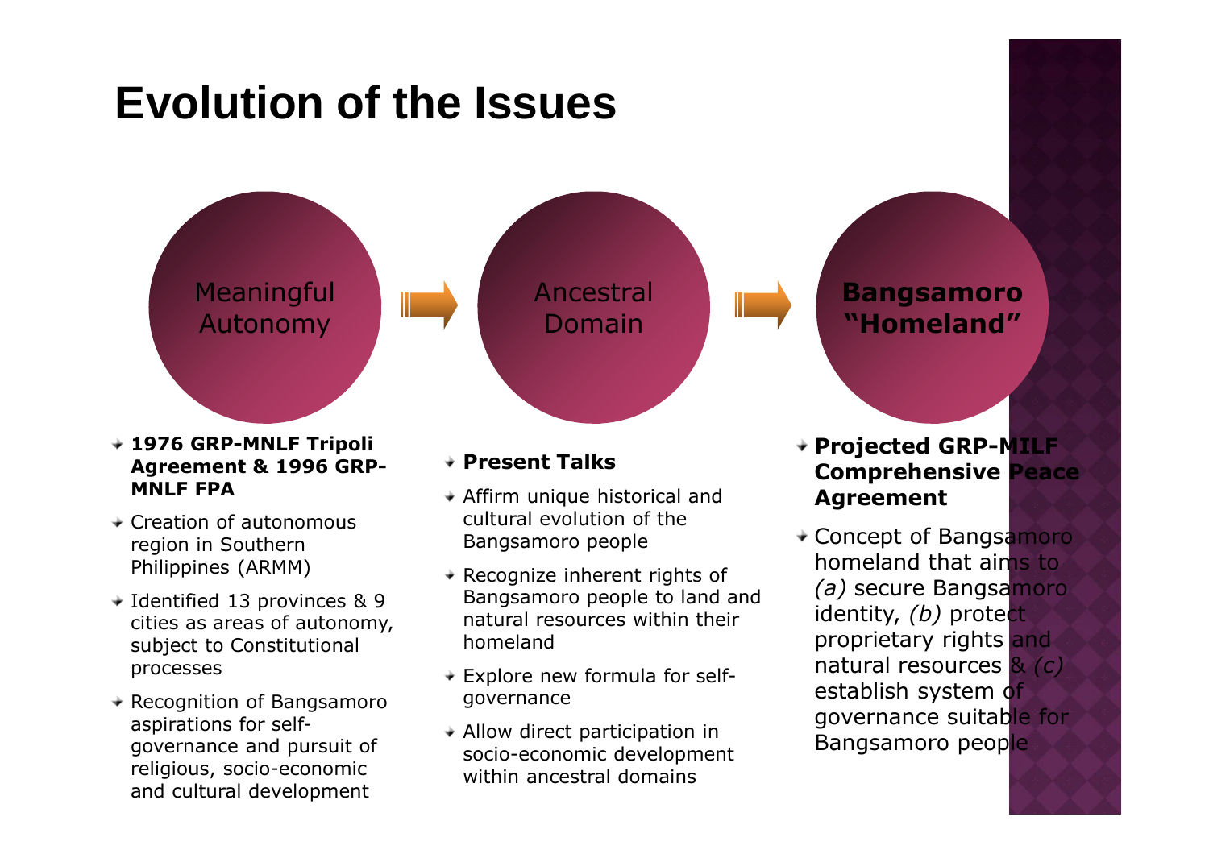# Evolution of the Issues

Meaningful Autonomy → Ancestral Domain → **Bangsamoro "Homeland"**

## Meaningful Autonomy

- **1976 GRP-MNLF Tripoli Agreement & 1996 GRP-MNLF FPA**
- Creation of autonomous region in Southern Philippines (ARMM)
- Identified 13 provinces & 9 cities as areas of autonomy, subject to Constitutional processes
- Recognition of Bangsamoro aspirations for self-governance and pursuit of religious, socio-economic and cultural development

## Ancestral Domain

- **Present Talks**
- Affirm unique historical and cultural evolution of the Bangsamoro people
- Recognize inherent rights of Bangsamoro people to land and natural resources within their homeland
- Explore new formula for self-governance
- Allow direct participation in socio-economic development within ancestral domains

## Bangsamoro "Homeland"

- **Projected GRP-MILF Comprehensive Peace Agreement**
- Concept of Bangsamoro homeland that aims to *(a)* secure Bangsamoro identity, *(b)* protect proprietary rights and natural resources & *(c)* establish system of governance suitable for Bangsamoro people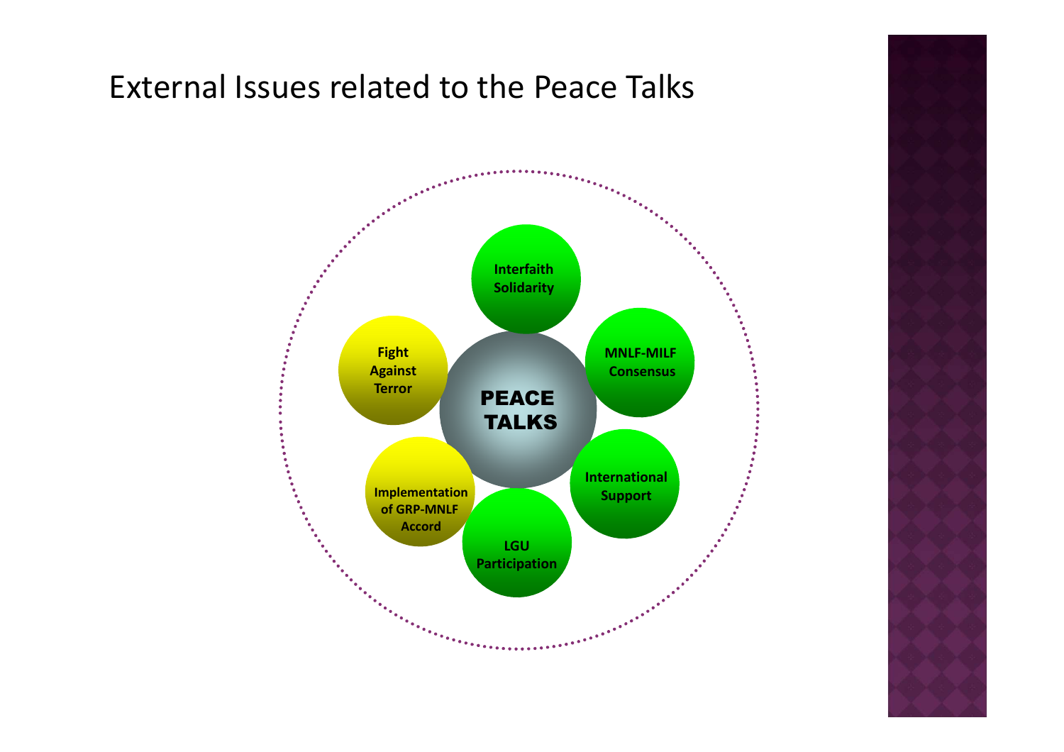# External Issues related to the Peace Talks

PEACE TALKS

- Interfaith Solidarity
- MNLF-MILF Consensus
- International Support
- LGU Participation
- Implementation of GRP-MNLF Accord
- Fight Against Terror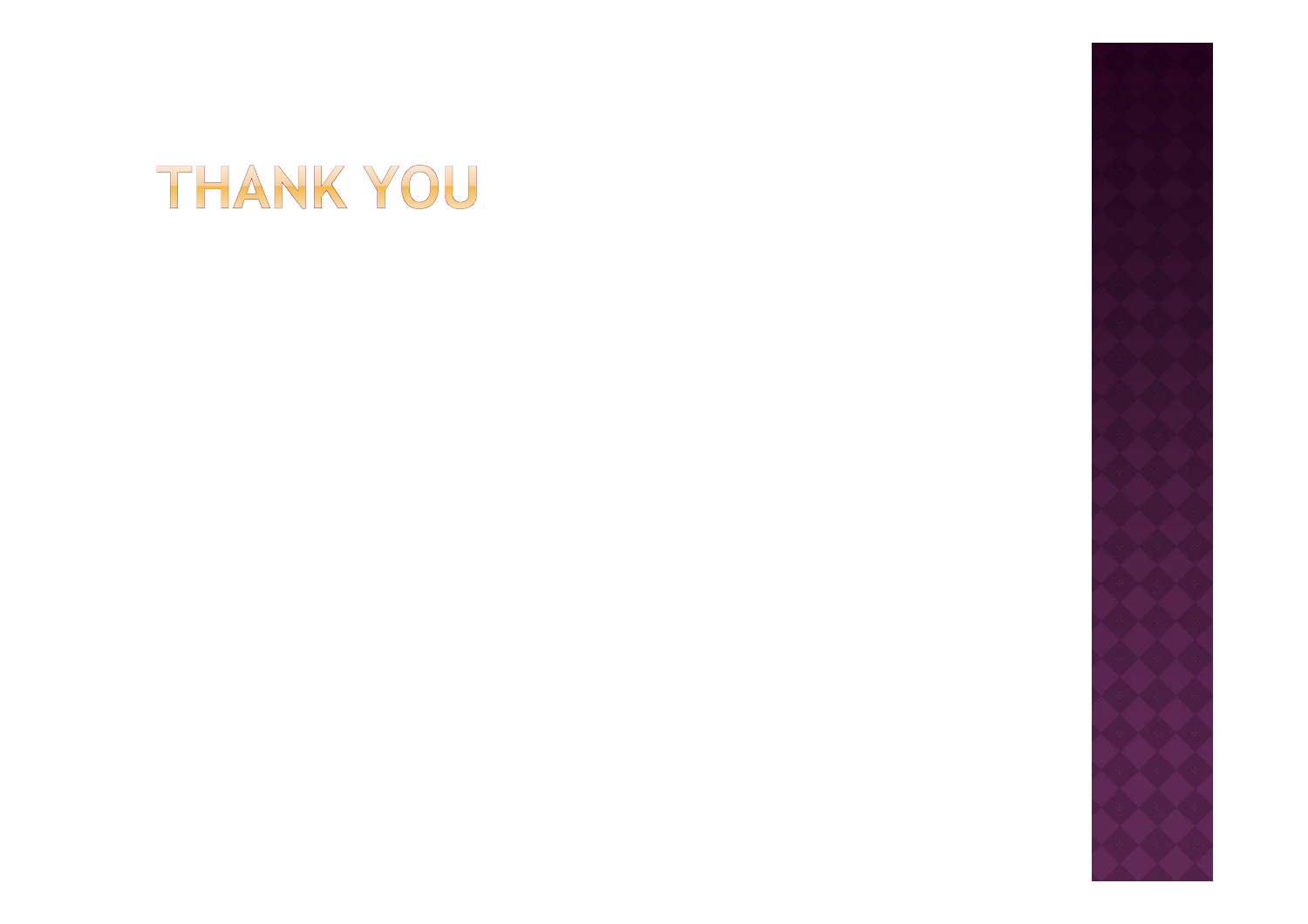# THANK YOU